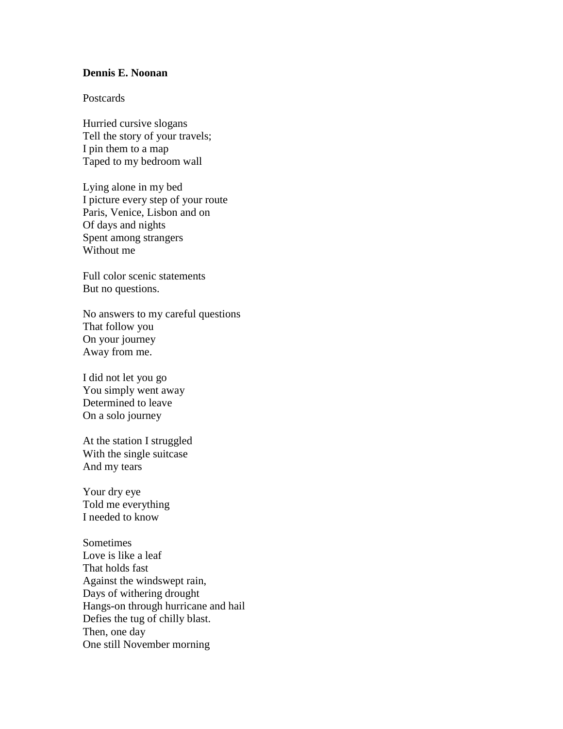**Dennis E. Noonan**

Postcards

Hurried cursive slogans  
Tell the story of your travels;  
I pin them to a map  
Taped to my bedroom wall

Lying alone in my bed  
I picture every step of your route  
Paris, Venice, Lisbon and on  
Of days and nights  
Spent among strangers  
Without me

Full color scenic statements  
But no questions.

No answers to my careful questions  
That follow you  
On your journey  
Away from me.

I did not let you go  
You simply went away  
Determined to leave  
On a solo journey

At the station I struggled  
With the single suitcase  
And my tears

Your dry eye  
Told me everything  
I needed to know

Sometimes  
Love is like a leaf  
That holds fast  
Against the windswept rain,  
Days of withering drought  
Hangs-on through hurricane and hail  
Defies the tug of chilly blast.  
Then, one day  
One still November morning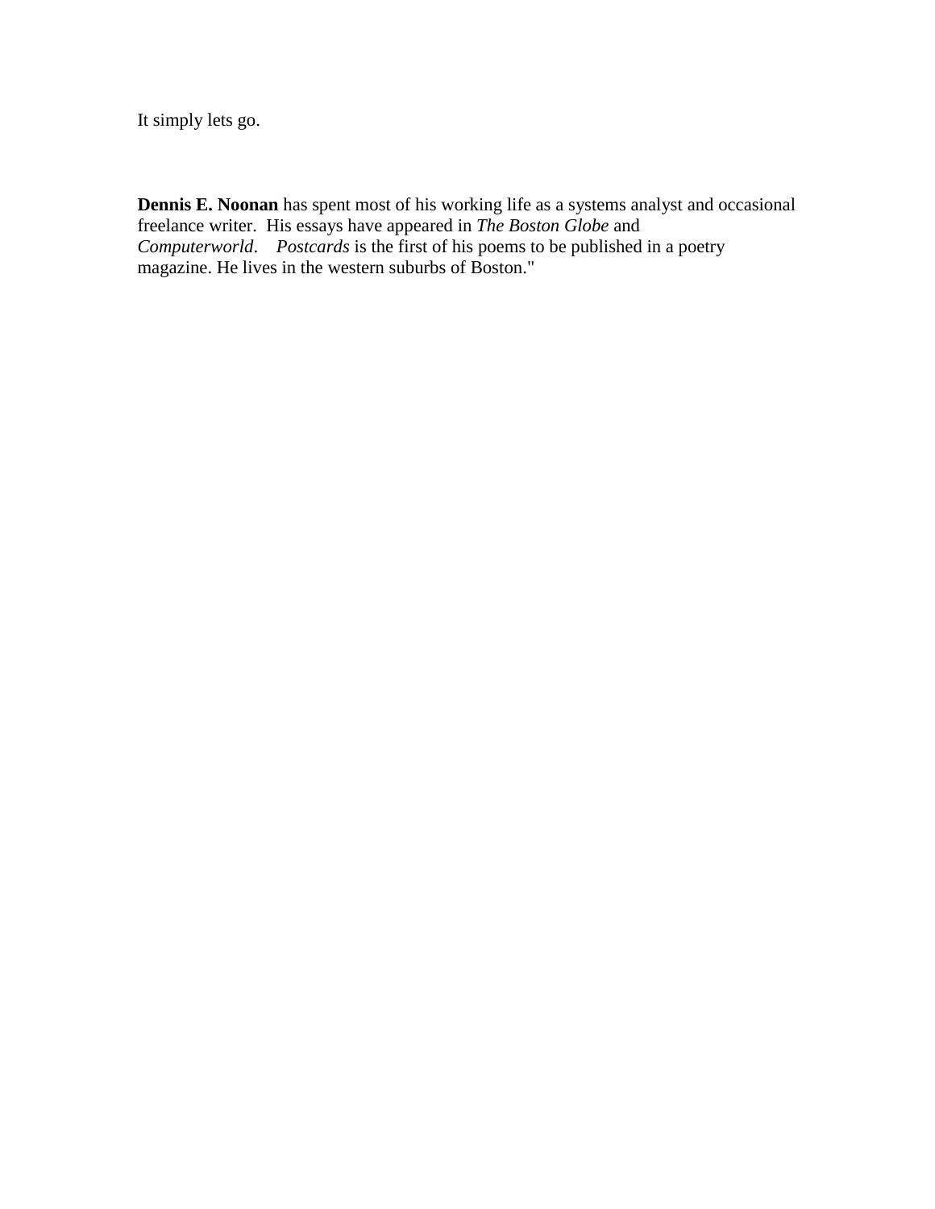It simply lets go.

**Dennis E. Noonan** has spent most of his working life as a systems analyst and occasional freelance writer. His essays have appeared in *The Boston Globe* and *Computerworld*. *Postcards* is the first of his poems to be published in a poetry magazine. He lives in the western suburbs of Boston."